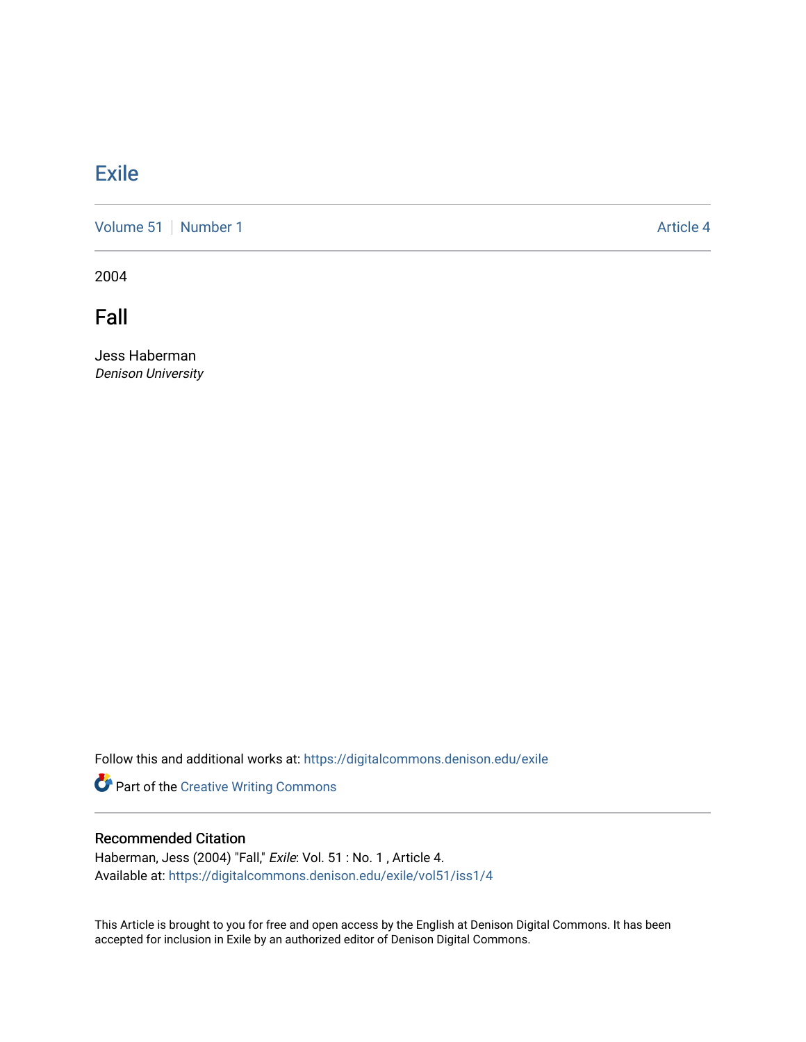# Exile

Volume 51 | Number 1 Article 4

2004

## Fall

Jess Haberman
*Denison University*

Follow this and additional works at: https://digitalcommons.denison.edu/exile

Part of the Creative Writing Commons

### Recommended Citation

Haberman, Jess (2004) "Fall," *Exile*: Vol. 51 : No. 1 , Article 4.
Available at: https://digitalcommons.denison.edu/exile/vol51/iss1/4

This Article is brought to you for free and open access by the English at Denison Digital Commons. It has been accepted for inclusion in Exile by an authorized editor of Denison Digital Commons.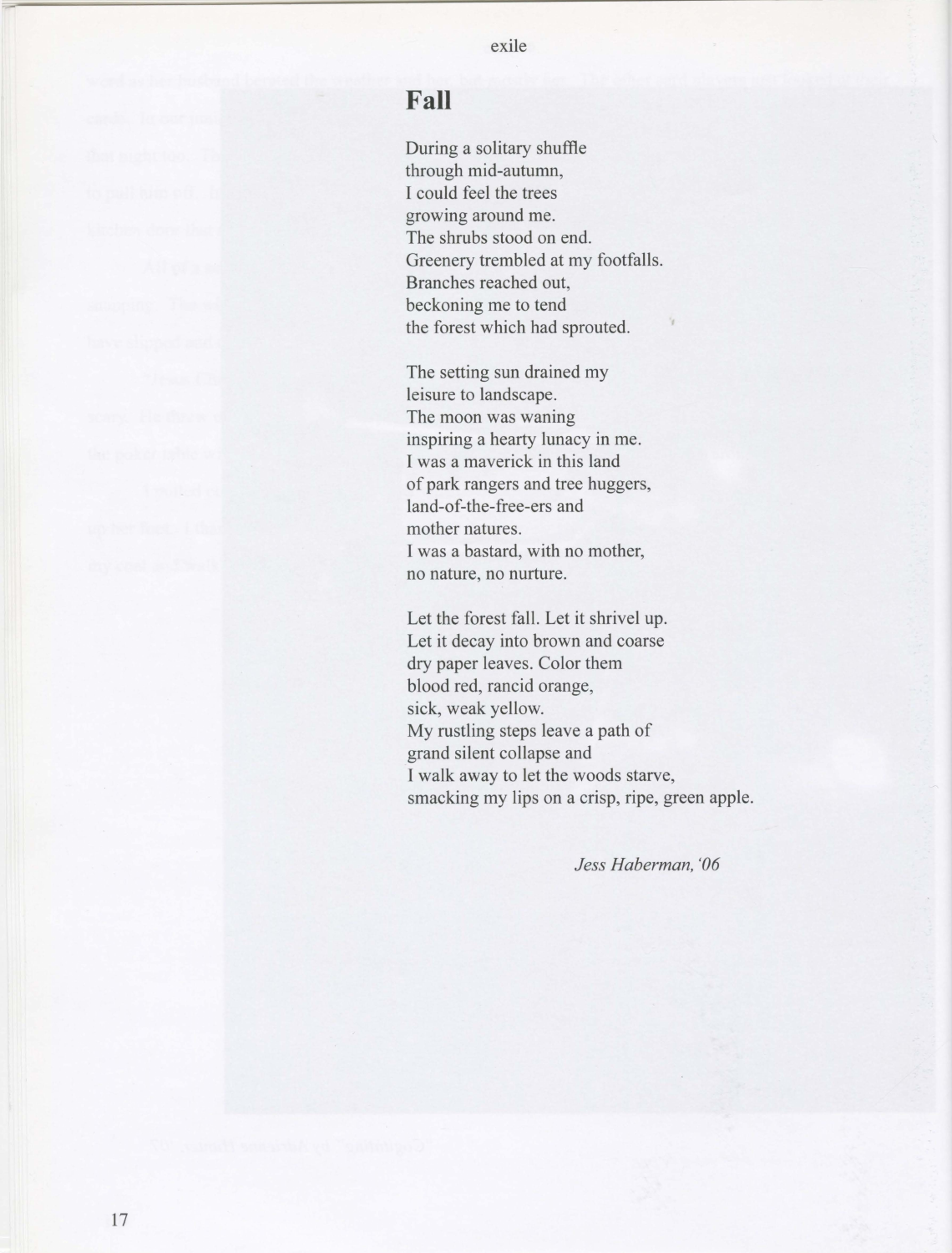# Fall

During a solitary shuffle  
through mid-autumn,  
I could feel the trees  
growing around me.  
The shrubs stood on end.  
Greenery trembled at my footfalls.  
Branches reached out,  
beckoning me to tend  
the forest which had sprouted.

The setting sun drained my  
leisure to landscape.  
The moon was waning  
inspiring a hearty lunacy in me.  
I was a maverick in this land  
of park rangers and tree huggers,  
land-of-the-free-ers and  
mother natures.  
I was a bastard, with no mother,  
no nature, no nurture.

Let the forest fall. Let it shrivel up.  
Let it decay into brown and coarse  
dry paper leaves. Color them  
blood red, rancid orange,  
sick, weak yellow.  
My rustling steps leave a path of  
grand silent collapse and  
I walk away to let the woods starve,  
smacking my lips on a crisp, ripe, green apple.

*Jess Haberman, '06*